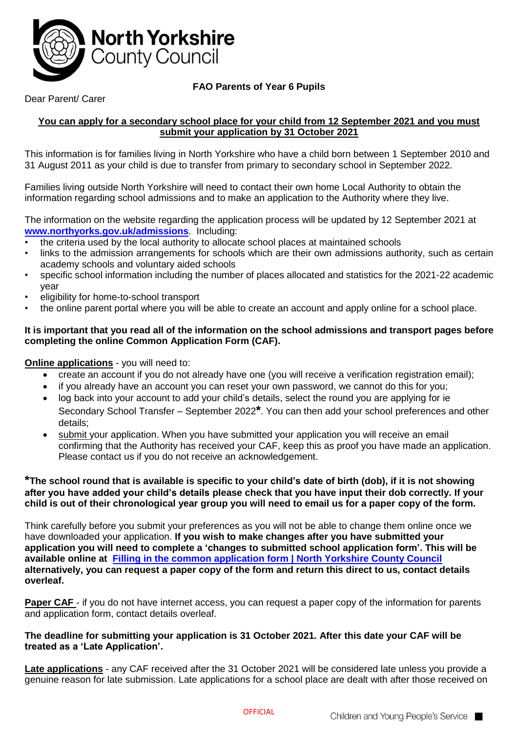North Yorkshire County Council

**FAO Parents of Year 6 Pupils**

Dear Parent/ Carer

**You can apply for a secondary school place for your child from 12 September 2021 and you must submit your application by 31 October 2021**

This information is for families living in North Yorkshire who have a child born between 1 September 2010 and 31 August 2011 as your child is due to transfer from primary to secondary school in September 2022.

Families living outside North Yorkshire will need to contact their own home Local Authority to obtain the information regarding school admissions and to make an application to the Authority where they live.

The information on the website regarding the application process will be updated by 12 September 2021 at **www.northyorks.gov.uk/admissions**. Including:

- the criteria used by the local authority to allocate school places at maintained schools
- links to the admission arrangements for schools which are their own admissions authority, such as certain academy schools and voluntary aided schools
- specific school information including the number of places allocated and statistics for the 2021-22 academic year
- eligibility for home-to-school transport
- the online parent portal where you will be able to create an account and apply online for a school place.

**It is important that you read all of the information on the school admissions and transport pages before completing the online Common Application Form (CAF).**

**Online applications** - you will need to:

- create an account if you do not already have one (you will receive a verification registration email);
- if you already have an account you can reset your own password, we cannot do this for you;
- log back into your account to add your child's details, select the round you are applying for ie Secondary School Transfer – September 2022**\***. You can then add your school preferences and other details;
- submit your application. When you have submitted your application you will receive an email confirming that the Authority has received your CAF, keep this as proof you have made an application. Please contact us if you do not receive an acknowledgement.

**\*The school round that is available is specific to your child's date of birth (dob), if it is not showing after you have added your child's details please check that you have input their dob correctly. If your child is out of their chronological year group you will need to email us for a paper copy of the form.**

Think carefully before you submit your preferences as you will not be able to change them online once we have downloaded your application. **If you wish to make changes after you have submitted your application you will need to complete a 'changes to submitted school application form'. This will be available online at Filling in the common application form | North Yorkshire County Council alternatively, you can request a paper copy of the form and return this direct to us, contact details overleaf.**

**Paper CAF** - if you do not have internet access, you can request a paper copy of the information for parents and application form, contact details overleaf.

**The deadline for submitting your application is 31 October 2021. After this date your CAF will be treated as a 'Late Application'.**

**Late applications** - any CAF received after the 31 October 2021 will be considered late unless you provide a genuine reason for late submission. Late applications for a school place are dealt with after those received on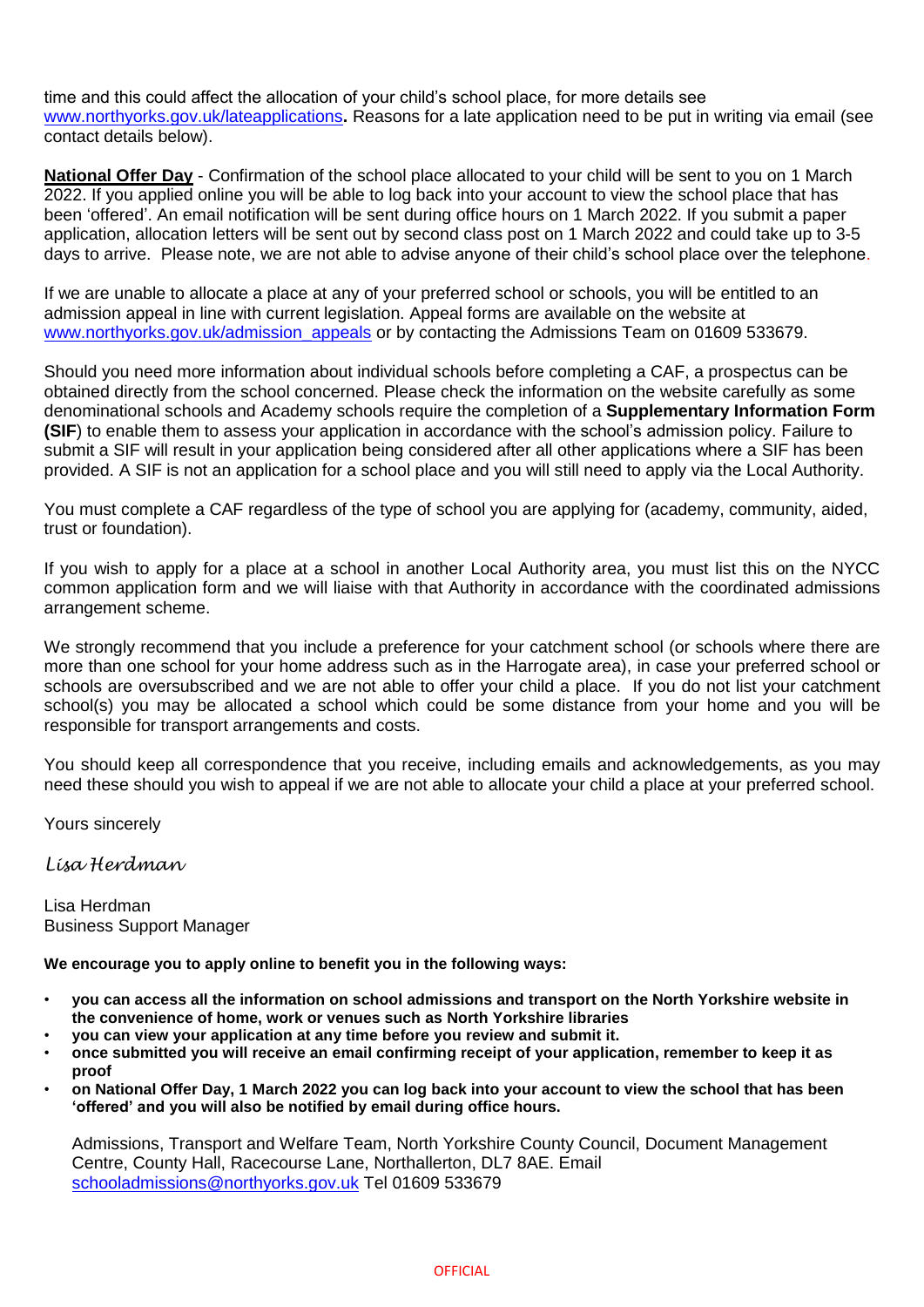time and this could affect the allocation of your child's school place, for more details see [www.northyorks.gov.uk/lateapplications](http://www.northyorks.gov.uk/lateapplications)**.** Reasons for a late application need to be put in writing via email (see contact details below).

**National Offer Day** - Confirmation of the school place allocated to your child will be sent to you on 1 March 2022. If you applied online you will be able to log back into your account to view the school place that has been 'offered'. An email notification will be sent during office hours on 1 March 2022. If you submit a paper application, allocation letters will be sent out by second class post on 1 March 2022 and could take up to 3-5 days to arrive. Please note, we are not able to advise anyone of their child's school place over the telephone.

If we are unable to allocate a place at any of your preferred school or schools, you will be entitled to an admission appeal in line with current legislation. Appeal forms are available on the website at [www.northyorks.gov.uk/admission_appeals](http://www.northyorks.gov.uk/admission_appeals) or by contacting the Admissions Team on 01609 533679.

Should you need more information about individual schools before completing a CAF, a prospectus can be obtained directly from the school concerned. Please check the information on the website carefully as some denominational schools and Academy schools require the completion of a **Supplementary Information Form (SIF)** to enable them to assess your application in accordance with the school's admission policy. Failure to submit a SIF will result in your application being considered after all other applications where a SIF has been provided. A SIF is not an application for a school place and you will still need to apply via the Local Authority.

You must complete a CAF regardless of the type of school you are applying for (academy, community, aided, trust or foundation).

If you wish to apply for a place at a school in another Local Authority area, you must list this on the NYCC common application form and we will liaise with that Authority in accordance with the coordinated admissions arrangement scheme.

We strongly recommend that you include a preference for your catchment school (or schools where there are more than one school for your home address such as in the Harrogate area), in case your preferred school or schools are oversubscribed and we are not able to offer your child a place. If you do not list your catchment school(s) you may be allocated a school which could be some distance from your home and you will be responsible for transport arrangements and costs.

You should keep all correspondence that you receive, including emails and acknowledgements, as you may need these should you wish to appeal if we are not able to allocate your child a place at your preferred school.

Yours sincerely

*Lisa Herdman*

Lisa Herdman
Business Support Manager

**We encourage you to apply online to benefit you in the following ways:**

- **you can access all the information on school admissions and transport on the North Yorkshire website in the convenience of home, work or venues such as North Yorkshire libraries**
- **you can view your application at any time before you review and submit it.**
- **once submitted you will receive an email confirming receipt of your application, remember to keep it as proof**
- **on National Offer Day, 1 March 2022 you can log back into your account to view the school that has been 'offered' and you will also be notified by email during office hours.**

Admissions, Transport and Welfare Team, North Yorkshire County Council, Document Management Centre, County Hall, Racecourse Lane, Northallerton, DL7 8AE. Email [schooladmissions@northyorks.gov.uk](mailto:schooladmissions@northyorks.gov.uk) Tel 01609 533679